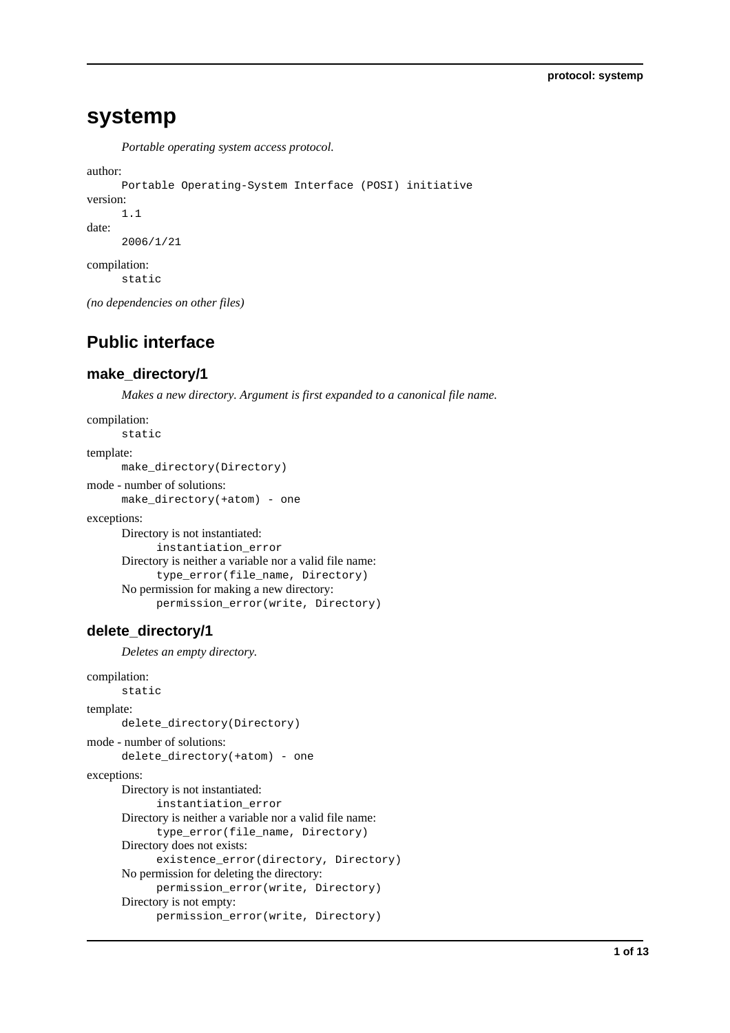# systemp

*Portable operating system access protocol.*

author:
    `Portable Operating-System Interface (POSI) initiative`

version:
    `1.1`

date:
    `2006/1/21`

compilation:
    `static`

*(no dependencies on other files)*

## Public interface

### make_directory/1

*Makes a new directory. Argument is first expanded to a canonical file name.*

compilation:
    `static`

template:
    `make_directory(Directory)`

mode - number of solutions:
    `make_directory(+atom) - one`

exceptions:
    Directory is not instantiated:
        `instantiation_error`
    Directory is neither a variable nor a valid file name:
        `type_error(file_name, Directory)`
    No permission for making a new directory:
        `permission_error(write, Directory)`

### delete_directory/1

*Deletes an empty directory.*

compilation:
    `static`

template:
    `delete_directory(Directory)`

mode - number of solutions:
    `delete_directory(+atom) - one`

exceptions:
    Directory is not instantiated:
        `instantiation_error`
    Directory is neither a variable nor a valid file name:
        `type_error(file_name, Directory)`
    Directory does not exists:
        `existence_error(directory, Directory)`
    No permission for deleting the directory:
        `permission_error(write, Directory)`
    Directory is not empty:
        `permission_error(write, Directory)`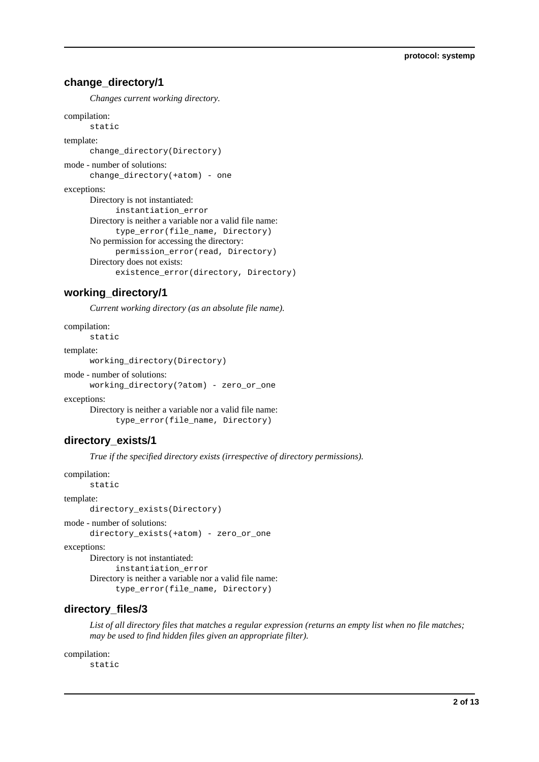## change_directory/1

*Changes current working directory.*

compilation:
: `static`

template:
: `change_directory(Directory)`

mode - number of solutions:
: `change_directory(+atom) - one`

exceptions:
: Directory is not instantiated:
  : `instantiation_error`
: Directory is neither a variable nor a valid file name:
  : `type_error(file_name, Directory)`
: No permission for accessing the directory:
  : `permission_error(read, Directory)`
: Directory does not exists:
  : `existence_error(directory, Directory)`

## working_directory/1

*Current working directory (as an absolute file name).*

compilation:
: `static`

template:
: `working_directory(Directory)`

mode - number of solutions:
: `working_directory(?atom) - zero_or_one`

exceptions:
: Directory is neither a variable nor a valid file name:
  : `type_error(file_name, Directory)`

## directory_exists/1

*True if the specified directory exists (irrespective of directory permissions).*

compilation:
: `static`

template:
: `directory_exists(Directory)`

mode - number of solutions:
: `directory_exists(+atom) - zero_or_one`

exceptions:
: Directory is not instantiated:
  : `instantiation_error`
: Directory is neither a variable nor a valid file name:
  : `type_error(file_name, Directory)`

## directory_files/3

*List of all directory files that matches a regular expression (returns an empty list when no file matches; may be used to find hidden files given an appropriate filter).*

compilation:
: `static`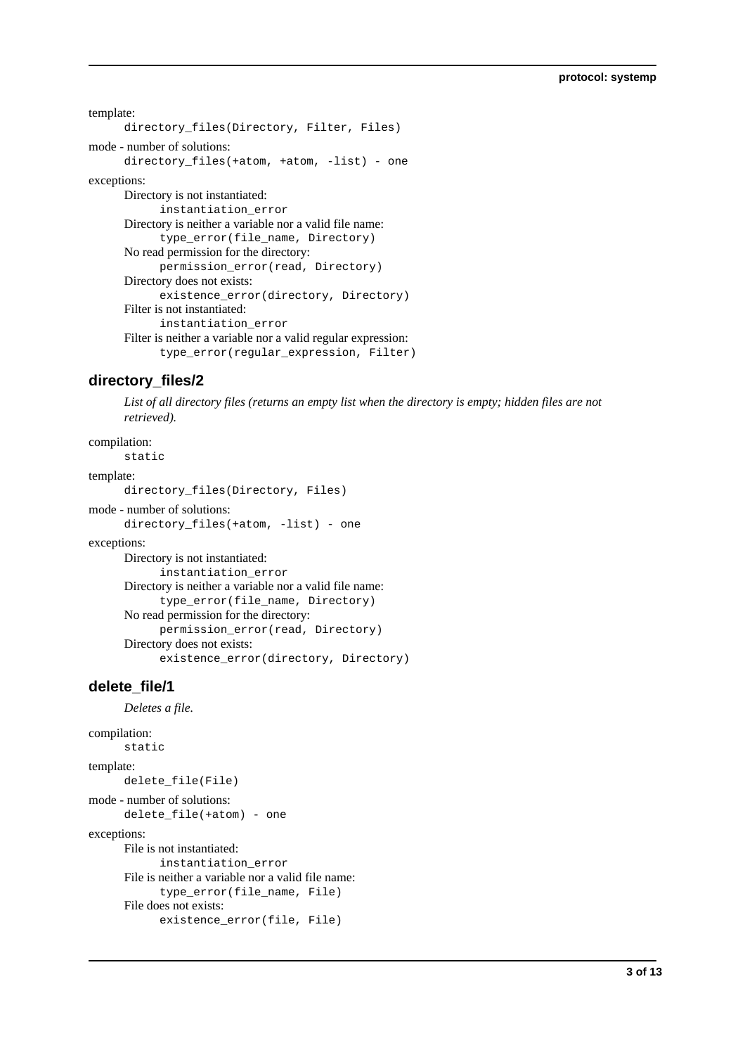template:

```
directory_files(Directory, Filter, Files)
```

mode - number of solutions:

```
directory_files(+atom, +atom, -list) - one
```

exceptions:

Directory is not instantiated:
```
instantiation_error
```
Directory is neither a variable nor a valid file name:
```
type_error(file_name, Directory)
```
No read permission for the directory:
```
permission_error(read, Directory)
```
Directory does not exists:
```
existence_error(directory, Directory)
```
Filter is not instantiated:
```
instantiation_error
```
Filter is neither a variable nor a valid regular expression:
```
type_error(regular_expression, Filter)
```

## directory_files/2

*List of all directory files (returns an empty list when the directory is empty; hidden files are not retrieved).*

compilation:

```
static
```

template:

```
directory_files(Directory, Files)
```

mode - number of solutions:

```
directory_files(+atom, -list) - one
```

exceptions:

Directory is not instantiated:
```
instantiation_error
```
Directory is neither a variable nor a valid file name:
```
type_error(file_name, Directory)
```
No read permission for the directory:
```
permission_error(read, Directory)
```
Directory does not exists:
```
existence_error(directory, Directory)
```

## delete_file/1

*Deletes a file.*

compilation:

```
static
```

template:

```
delete_file(File)
```

mode - number of solutions:

```
delete_file(+atom) - one
```

exceptions:

File is not instantiated:
```
instantiation_error
```
File is neither a variable nor a valid file name:
```
type_error(file_name, File)
```
File does not exists:
```
existence_error(file, File)
```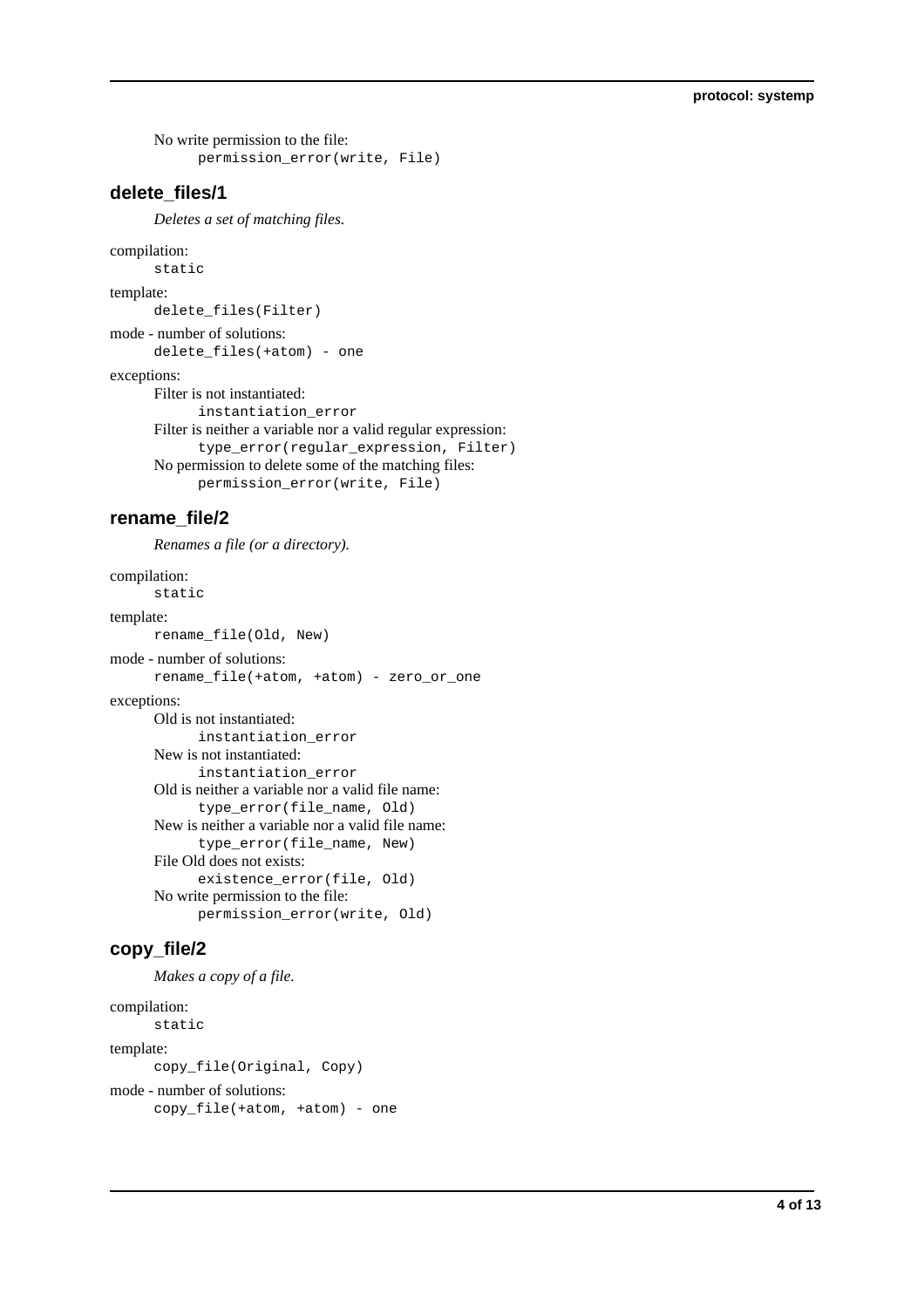No write permission to the file:

`permission_error(write, File)`

## delete_files/1

*Deletes a set of matching files.*

compilation:

`static`

template:

`delete_files(Filter)`

mode - number of solutions:

`delete_files(+atom) - one`

exceptions:

Filter is not instantiated:

`instantiation_error`

Filter is neither a variable nor a valid regular expression:

`type_error(regular_expression, Filter)`

No permission to delete some of the matching files:

`permission_error(write, File)`

## rename_file/2

*Renames a file (or a directory).*

compilation:

`static`

template:

`rename_file(Old, New)`

mode - number of solutions:

`rename_file(+atom, +atom) - zero_or_one`

exceptions:

Old is not instantiated:

`instantiation_error`

New is not instantiated:

`instantiation_error`

Old is neither a variable nor a valid file name:

`type_error(file_name, Old)`

New is neither a variable nor a valid file name:

`type_error(file_name, New)`

File Old does not exists:

`existence_error(file, Old)`

No write permission to the file:

`permission_error(write, Old)`

## copy_file/2

*Makes a copy of a file.*

compilation:

`static`

template:

`copy_file(Original, Copy)`

mode - number of solutions:

`copy_file(+atom, +atom) - one`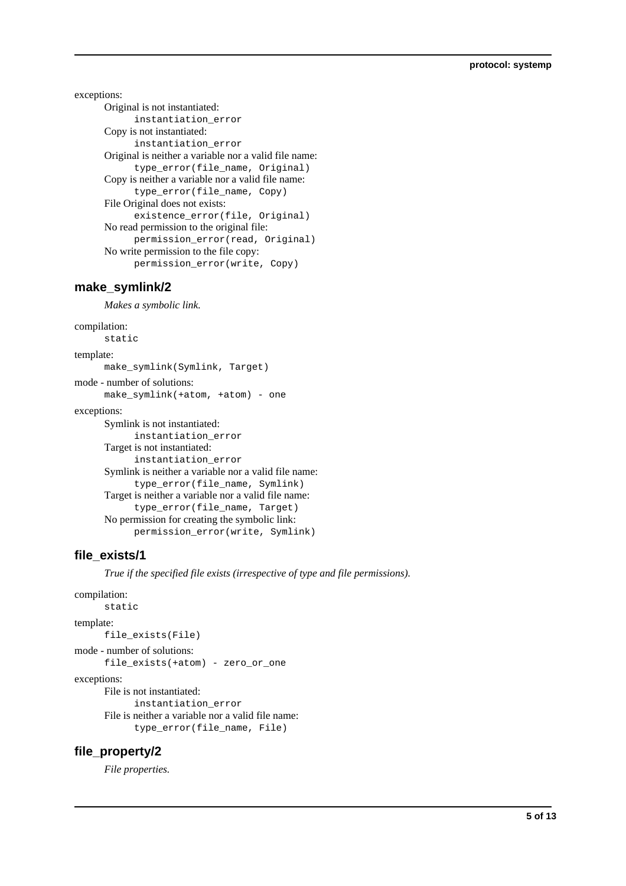exceptions:

Original is not instantiated:
    `instantiation_error`
Copy is not instantiated:
    `instantiation_error`
Original is neither a variable nor a valid file name:
    `type_error(file_name, Original)`
Copy is neither a variable nor a valid file name:
    `type_error(file_name, Copy)`
File Original does not exists:
    `existence_error(file, Original)`
No read permission to the original file:
    `permission_error(read, Original)`
No write permission to the file copy:
    `permission_error(write, Copy)`

### make_symlink/2

*Makes a symbolic link.*

compilation:
    `static`

template:
    `make_symlink(Symlink, Target)`

mode - number of solutions:
    `make_symlink(+atom, +atom) - one`

exceptions:

Symlink is not instantiated:
    `instantiation_error`
Target is not instantiated:
    `instantiation_error`
Symlink is neither a variable nor a valid file name:
    `type_error(file_name, Symlink)`
Target is neither a variable nor a valid file name:
    `type_error(file_name, Target)`
No permission for creating the symbolic link:
    `permission_error(write, Symlink)`

### file_exists/1

*True if the specified file exists (irrespective of type and file permissions).*

compilation:
    `static`

template:
    `file_exists(File)`

mode - number of solutions:
    `file_exists(+atom) - zero_or_one`

exceptions:

File is not instantiated:
    `instantiation_error`
File is neither a variable nor a valid file name:
    `type_error(file_name, File)`

### file_property/2

*File properties.*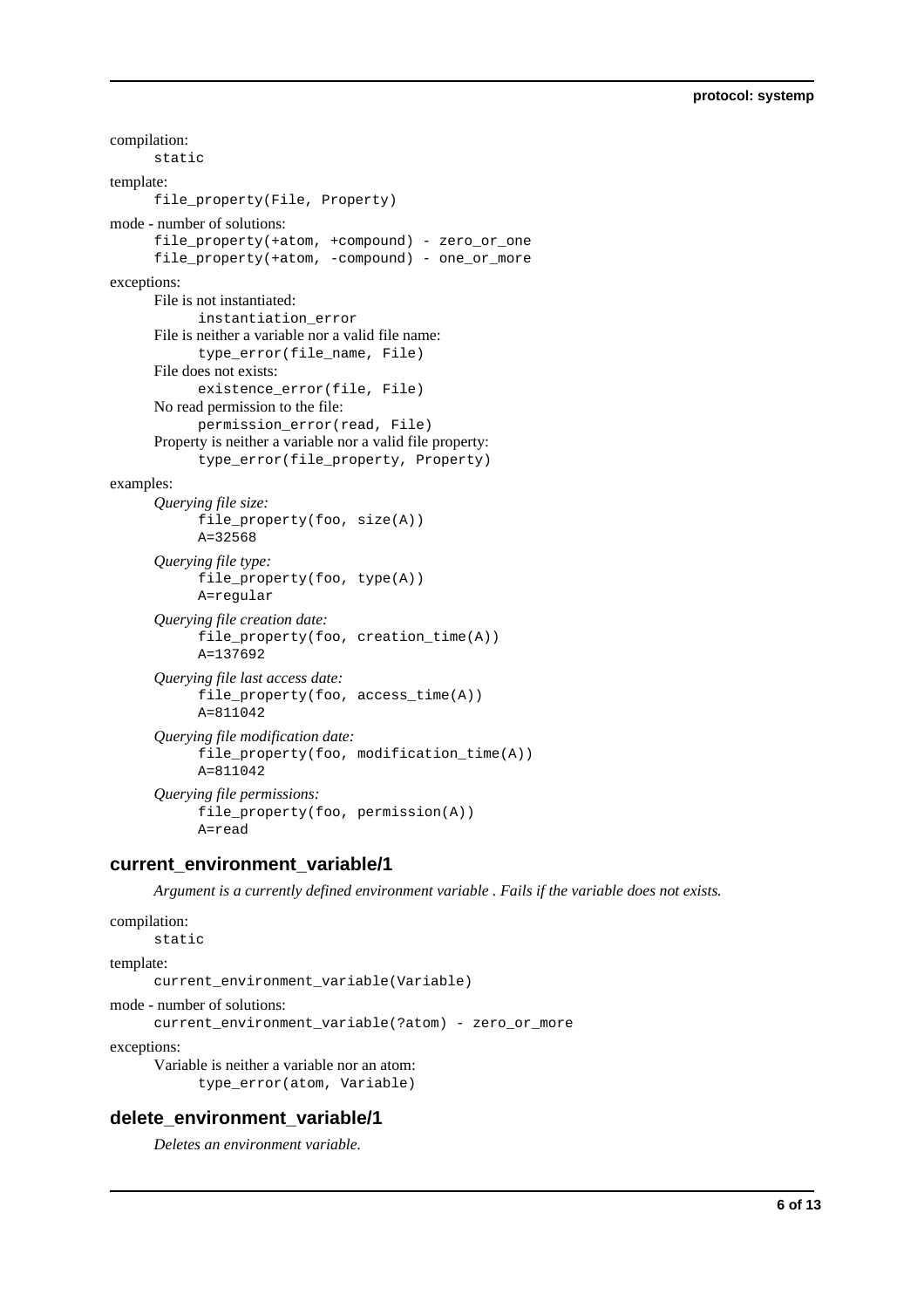compilation:

```
static
```

template:

```
file_property(File, Property)
```

mode - number of solutions:

```
file_property(+atom, +compound) - zero_or_one
file_property(+atom, -compound) - one_or_more
```

exceptions:

File is not instantiated:

```
instantiation_error
```

File is neither a variable nor a valid file name:

```
type_error(file_name, File)
```

File does not exists:

```
existence_error(file, File)
```

No read permission to the file:

```
permission_error(read, File)
```

Property is neither a variable nor a valid file property:

```
type_error(file_property, Property)
```

examples:

*Querying file size:*

```
file_property(foo, size(A))
A=32568
```

*Querying file type:*

```
file_property(foo, type(A))
A=regular
```

*Querying file creation date:*

```
file_property(foo, creation_time(A))
A=137692
```

*Querying file last access date:*

```
file_property(foo, access_time(A))
A=811042
```

*Querying file modification date:*

```
file_property(foo, modification_time(A))
A=811042
```

*Querying file permissions:*

```
file_property(foo, permission(A))
A=read
```

## current_environment_variable/1

*Argument is a currently defined environment variable . Fails if the variable does not exists.*

compilation:

```
static
```

template:

```
current_environment_variable(Variable)
```

mode - number of solutions:

```
current_environment_variable(?atom) - zero_or_more
```

exceptions:

Variable is neither a variable nor an atom:

```
type_error(atom, Variable)
```

## delete_environment_variable/1

*Deletes an environment variable.*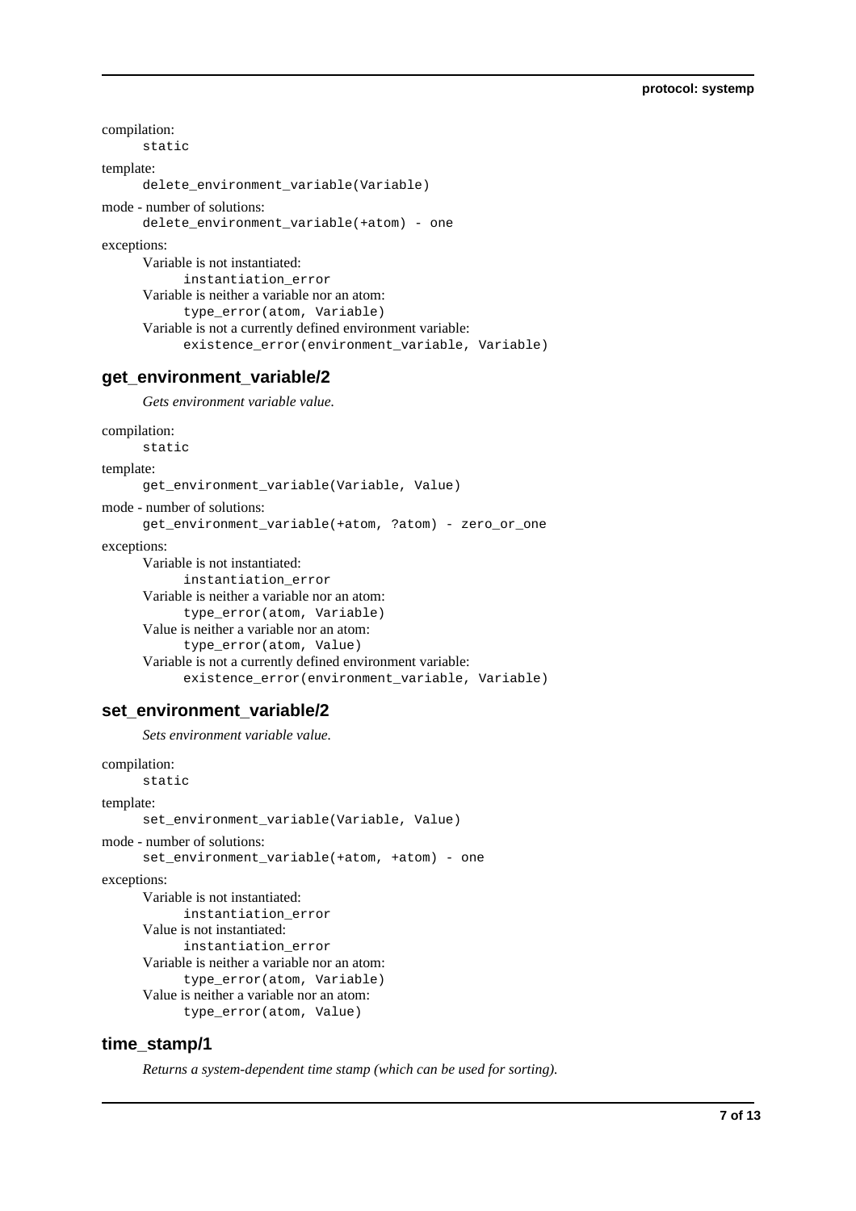compilation:
  `static`

template:
  `delete_environment_variable(Variable)`

mode - number of solutions:
  `delete_environment_variable(+atom) - one`

exceptions:
  Variable is not instantiated:
    `instantiation_error`
  Variable is neither a variable nor an atom:
    `type_error(atom, Variable)`
  Variable is not a currently defined environment variable:
    `existence_error(environment_variable, Variable)`

### get_environment_variable/2

*Gets environment variable value.*

compilation:
  `static`

template:
  `get_environment_variable(Variable, Value)`

mode - number of solutions:
  `get_environment_variable(+atom, ?atom) - zero_or_one`

exceptions:
  Variable is not instantiated:
    `instantiation_error`
  Variable is neither a variable nor an atom:
    `type_error(atom, Variable)`
  Value is neither a variable nor an atom:
    `type_error(atom, Value)`
  Variable is not a currently defined environment variable:
    `existence_error(environment_variable, Variable)`

### set_environment_variable/2

*Sets environment variable value.*

compilation:
  `static`

template:
  `set_environment_variable(Variable, Value)`

mode - number of solutions:
  `set_environment_variable(+atom, +atom) - one`

exceptions:
  Variable is not instantiated:
    `instantiation_error`
  Value is not instantiated:
    `instantiation_error`
  Variable is neither a variable nor an atom:
    `type_error(atom, Variable)`
  Value is neither a variable nor an atom:
    `type_error(atom, Value)`

### time_stamp/1

*Returns a system-dependent time stamp (which can be used for sorting).*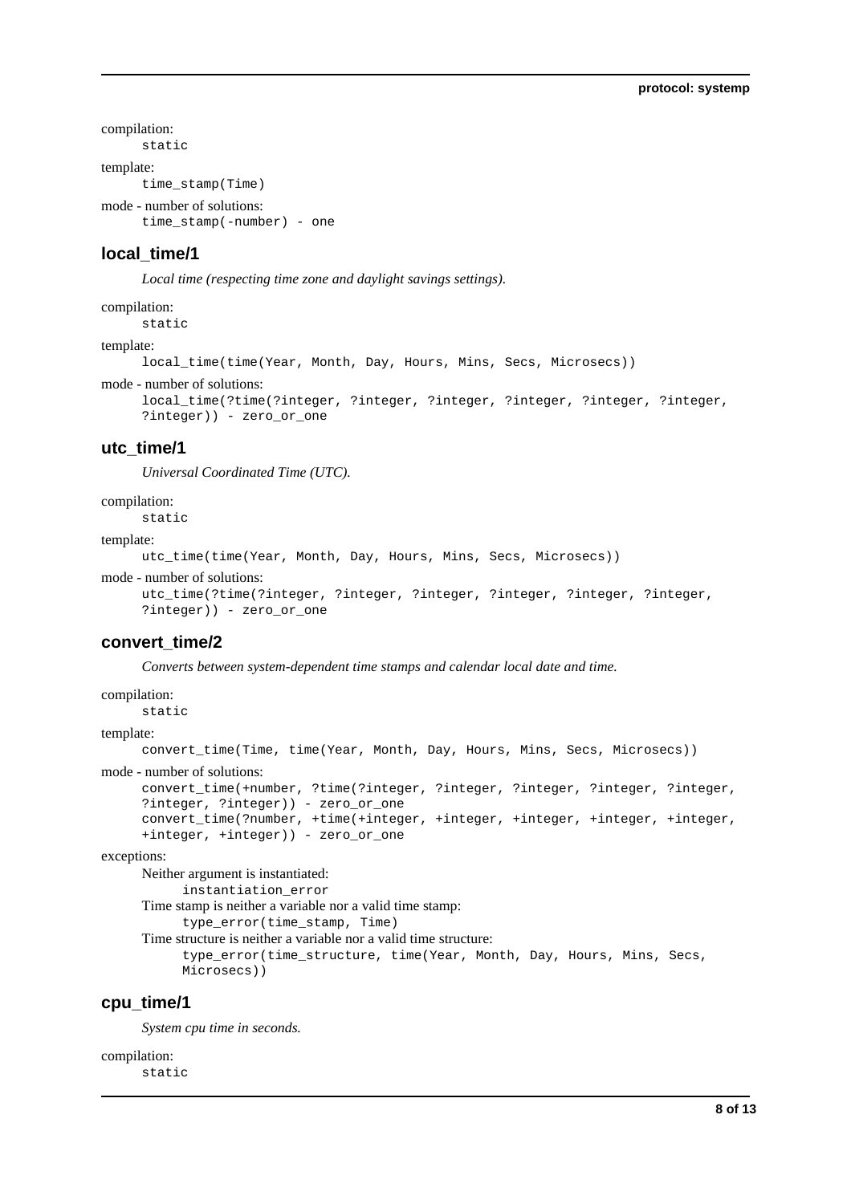compilation:

```
static
```

template:

```
time_stamp(Time)
```

mode - number of solutions:

```
time_stamp(-number) - one
```

### local_time/1

*Local time (respecting time zone and daylight savings settings).*

compilation:

```
static
```

template:

```
local_time(time(Year, Month, Day, Hours, Mins, Secs, Microsecs))
```

mode - number of solutions:

```
local_time(?time(?integer, ?integer, ?integer, ?integer, ?integer, ?integer,
?integer)) - zero_or_one
```

### utc_time/1

*Universal Coordinated Time (UTC).*

compilation:

```
static
```

template:

```
utc_time(time(Year, Month, Day, Hours, Mins, Secs, Microsecs))
```

mode - number of solutions:

```
utc_time(?time(?integer, ?integer, ?integer, ?integer, ?integer, ?integer,
?integer)) - zero_or_one
```

### convert_time/2

*Converts between system-dependent time stamps and calendar local date and time.*

compilation:

```
static
```

template:

```
convert_time(Time, time(Year, Month, Day, Hours, Mins, Secs, Microsecs))
```

mode - number of solutions:

```
convert_time(+number, ?time(?integer, ?integer, ?integer, ?integer, ?integer,
?integer, ?integer)) - zero_or_one
convert_time(?number, +time(+integer, +integer, +integer, +integer, +integer,
+integer, +integer)) - zero_or_one
```

exceptions:

Neither argument is instantiated:

```
instantiation_error
```

Time stamp is neither a variable nor a valid time stamp:

```
type_error(time_stamp, Time)
```

Time structure is neither a variable nor a valid time structure:

```
type_error(time_structure, time(Year, Month, Day, Hours, Mins, Secs,
Microsecs))
```

### cpu_time/1

*System cpu time in seconds.*

compilation:

```
static
```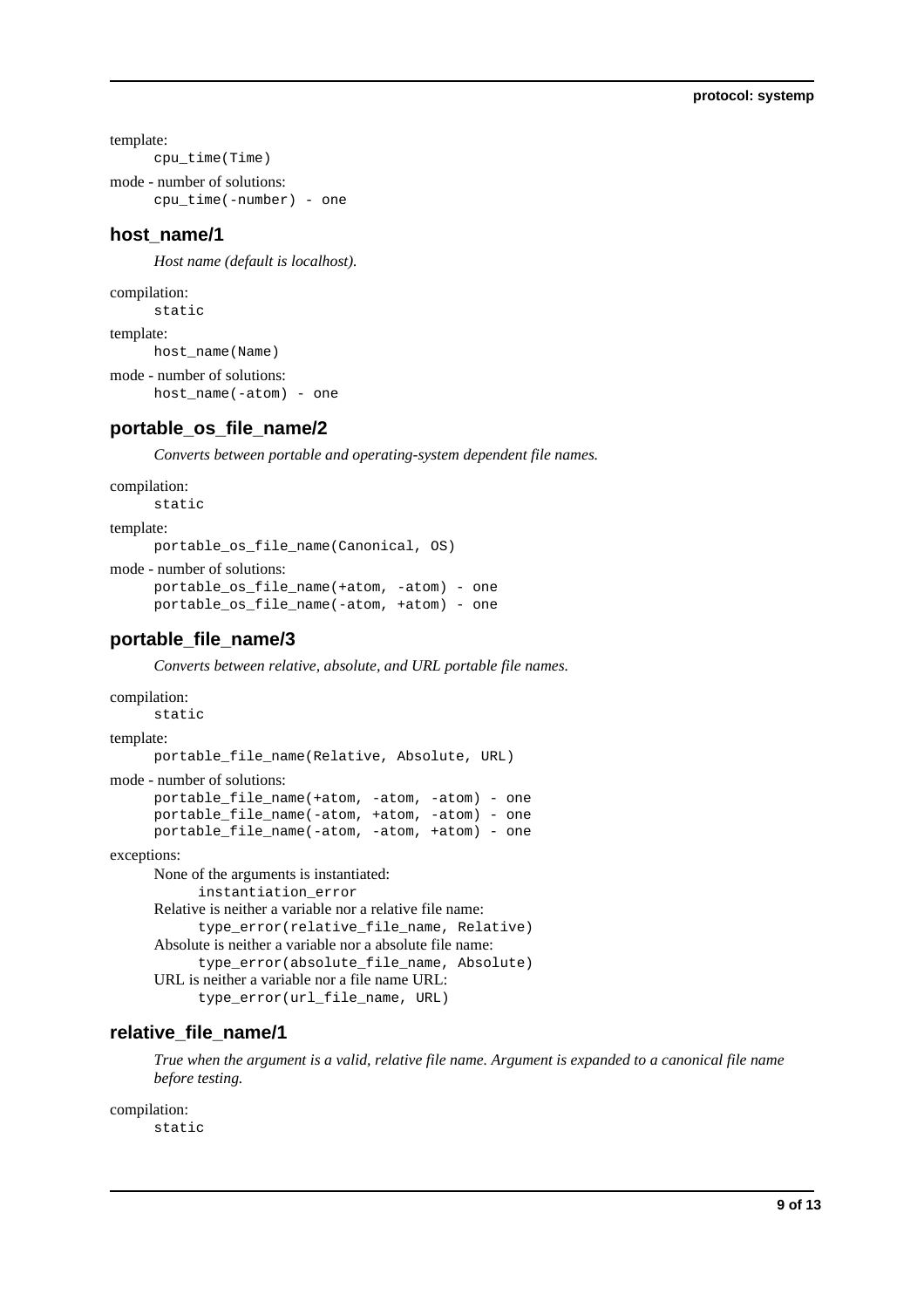template:

```
cpu_time(Time)
```

mode - number of solutions:

```
cpu_time(-number) - one
```

## host_name/1

*Host name (default is localhost).*

compilation:

```
static
```

template:

```
host_name(Name)
```

mode - number of solutions:

```
host_name(-atom) - one
```

## portable_os_file_name/2

*Converts between portable and operating-system dependent file names.*

compilation:

```
static
```

template:

```
portable_os_file_name(Canonical, OS)
```

mode - number of solutions:

```
portable_os_file_name(+atom, -atom) - one
portable_os_file_name(-atom, +atom) - one
```

## portable_file_name/3

*Converts between relative, absolute, and URL portable file names.*

compilation:

```
static
```

template:

```
portable_file_name(Relative, Absolute, URL)
```

mode - number of solutions:

```
portable_file_name(+atom, -atom, -atom) - one
portable_file_name(-atom, +atom, -atom) - one
portable_file_name(-atom, -atom, +atom) - one
```

exceptions:

None of the arguments is instantiated:

```
instantiation_error
```

Relative is neither a variable nor a relative file name:

```
type_error(relative_file_name, Relative)
```

Absolute is neither a variable nor a absolute file name:

```
type_error(absolute_file_name, Absolute)
```

URL is neither a variable nor a file name URL:

```
type_error(url_file_name, URL)
```

## relative_file_name/1

*True when the argument is a valid, relative file name. Argument is expanded to a canonical file name before testing.*

compilation:

```
static
```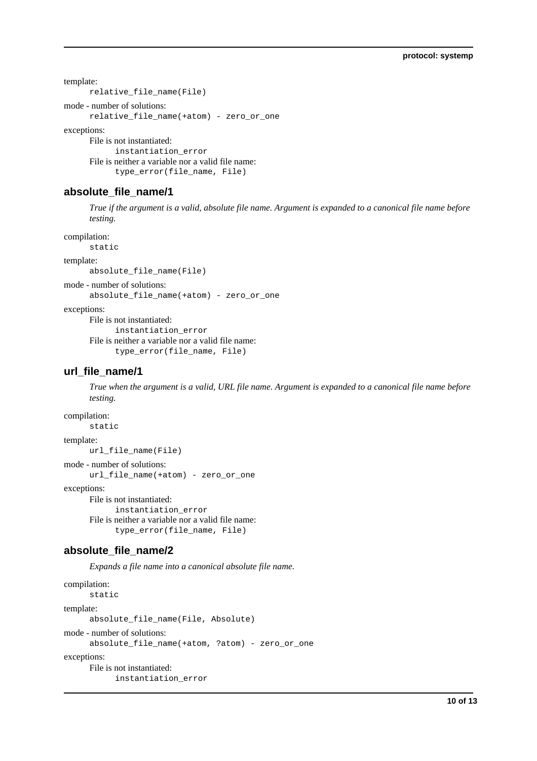template:

```
relative_file_name(File)
```

mode - number of solutions:

```
relative_file_name(+atom) - zero_or_one
```

exceptions:

File is not instantiated:

```
instantiation_error
```

File is neither a variable nor a valid file name:

```
type_error(file_name, File)
```

## absolute_file_name/1

*True if the argument is a valid, absolute file name. Argument is expanded to a canonical file name before testing.*

compilation:

```
static
```

template:

```
absolute_file_name(File)
```

mode - number of solutions:

```
absolute_file_name(+atom) - zero_or_one
```

exceptions:

File is not instantiated:

```
instantiation_error
```

File is neither a variable nor a valid file name:

```
type_error(file_name, File)
```

## url_file_name/1

*True when the argument is a valid, URL file name. Argument is expanded to a canonical file name before testing.*

compilation:

```
static
```

template:

```
url_file_name(File)
```

mode - number of solutions:

```
url_file_name(+atom) - zero_or_one
```

exceptions:

File is not instantiated:

```
instantiation_error
```

File is neither a variable nor a valid file name:

```
type_error(file_name, File)
```

## absolute_file_name/2

*Expands a file name into a canonical absolute file name.*

compilation:

```
static
```

template:

```
absolute_file_name(File, Absolute)
```

mode - number of solutions:

```
absolute_file_name(+atom, ?atom) - zero_or_one
```

exceptions:

File is not instantiated:

```
instantiation_error
```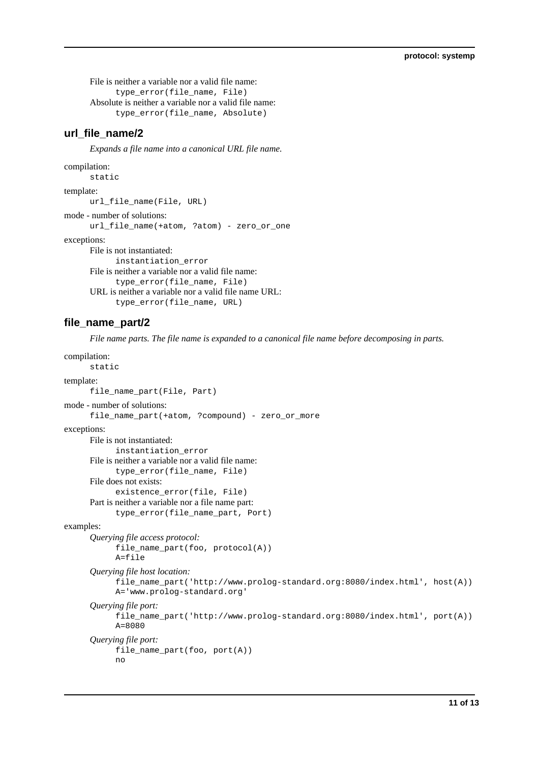File is neither a variable nor a valid file name:

```
type_error(file_name, File)
```

Absolute is neither a variable nor a valid file name:

```
type_error(file_name, Absolute)
```

## url_file_name/2

*Expands a file name into a canonical URL file name.*

compilation:

```
static
```

template:

```
url_file_name(File, URL)
```

mode - number of solutions:

```
url_file_name(+atom, ?atom) - zero_or_one
```

exceptions:

File is not instantiated:

```
instantiation_error
```

File is neither a variable nor a valid file name:

```
type_error(file_name, File)
```

URL is neither a variable nor a valid file name URL:

```
type_error(file_name, URL)
```

## file_name_part/2

*File name parts. The file name is expanded to a canonical file name before decomposing in parts.*

compilation:

```
static
```

template:

```
file_name_part(File, Part)
```

mode - number of solutions:

```
file_name_part(+atom, ?compound) - zero_or_more
```

exceptions:

File is not instantiated:

```
instantiation_error
```

File is neither a variable nor a valid file name:

```
type_error(file_name, File)
```

File does not exists:

```
existence_error(file, File)
```

Part is neither a variable nor a file name part:

```
type_error(file_name_part, Port)
```

examples:

*Querying file access protocol:*

```
file_name_part(foo, protocol(A))
A=file
```

*Querying file host location:*

```
file_name_part('http://www.prolog-standard.org:8080/index.html', host(A))
A='www.prolog-standard.org'
```

*Querying file port:*

```
file_name_part('http://www.prolog-standard.org:8080/index.html', port(A))
A=8080
```

*Querying file port:*

```
file_name_part(foo, port(A))
no
```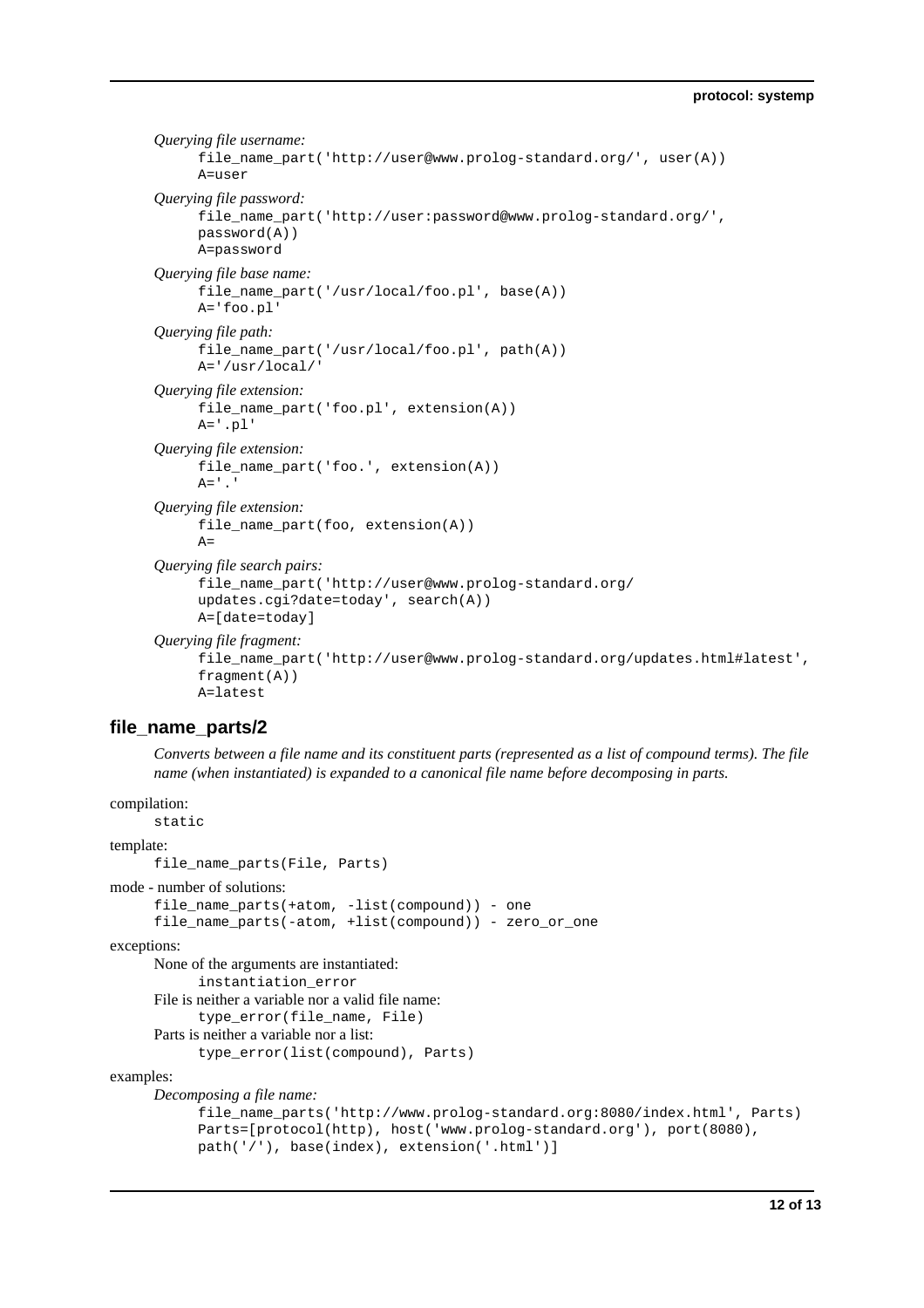*Querying file username:*

```
file_name_part('http://user@www.prolog-standard.org/', user(A))
A=user
```

*Querying file password:*

```
file_name_part('http://user:password@www.prolog-standard.org/',
password(A))
A=password
```

*Querying file base name:*

```
file_name_part('/usr/local/foo.pl', base(A))
A='foo.pl'
```

*Querying file path:*

```
file_name_part('/usr/local/foo.pl', path(A))
A='/usr/local/'
```

*Querying file extension:*

```
file_name_part('foo.pl', extension(A))
A='.pl'
```

*Querying file extension:*

```
file_name_part('foo.', extension(A))
A='.'
```

*Querying file extension:*

```
file_name_part(foo, extension(A))
A=
```

*Querying file search pairs:*

```
file_name_part('http://user@www.prolog-standard.org/
updates.cgi?date=today', search(A))
A=[date=today]
```

*Querying file fragment:*

```
file_name_part('http://user@www.prolog-standard.org/updates.html#latest',
fragment(A))
A=latest
```

## file_name_parts/2

*Converts between a file name and its constituent parts (represented as a list of compound terms). The file name (when instantiated) is expanded to a canonical file name before decomposing in parts.*

compilation:

```
static
```

template:

```
file_name_parts(File, Parts)
```

mode - number of solutions:

```
file_name_parts(+atom, -list(compound)) - one
file_name_parts(-atom, +list(compound)) - zero_or_one
```

exceptions:

None of the arguments are instantiated:

```
instantiation_error
```

File is neither a variable nor a valid file name:

```
type_error(file_name, File)
```

Parts is neither a variable nor a list:

```
type_error(list(compound), Parts)
```

examples:

*Decomposing a file name:*

```
file_name_parts('http://www.prolog-standard.org:8080/index.html', Parts)
Parts=[protocol(http), host('www.prolog-standard.org'), port(8080),
path('/'), base(index), extension('.html')]
```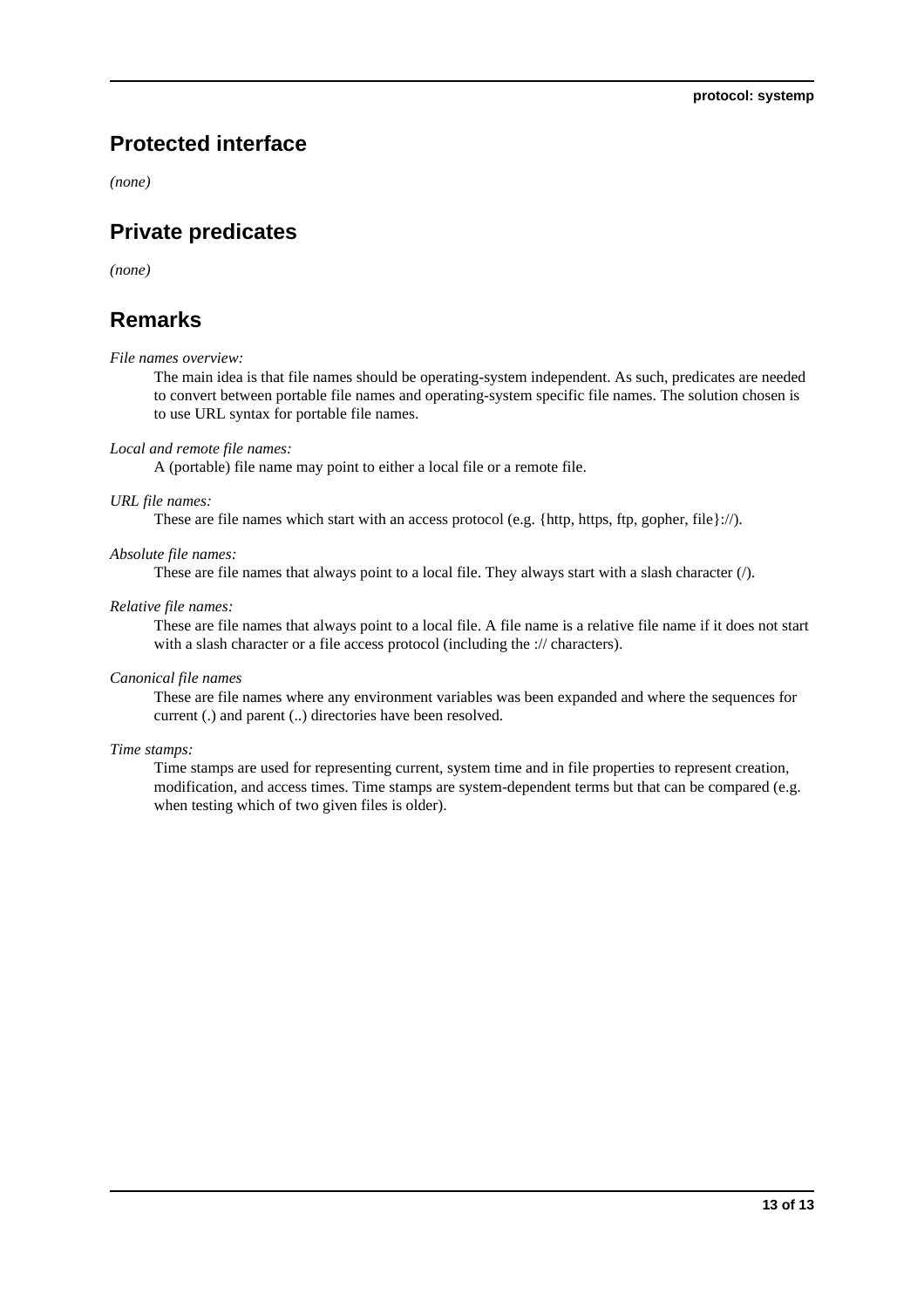## Protected interface

*(none)*

## Private predicates

*(none)*

## Remarks

*File names overview:*

The main idea is that file names should be operating-system independent. As such, predicates are needed to convert between portable file names and operating-system specific file names. The solution chosen is to use URL syntax for portable file names.

*Local and remote file names:*

A (portable) file name may point to either a local file or a remote file.

*URL file names:*

These are file names which start with an access protocol (e.g. {http, https, ftp, gopher, file}://).

*Absolute file names:*

These are file names that always point to a local file. They always start with a slash character (/).

*Relative file names:*

These are file names that always point to a local file. A file name is a relative file name if it does not start with a slash character or a file access protocol (including the :// characters).

*Canonical file names*

These are file names where any environment variables was been expanded and where the sequences for current (.) and parent (..) directories have been resolved.

*Time stamps:*

Time stamps are used for representing current, system time and in file properties to represent creation, modification, and access times. Time stamps are system-dependent terms but that can be compared (e.g. when testing which of two given files is older).